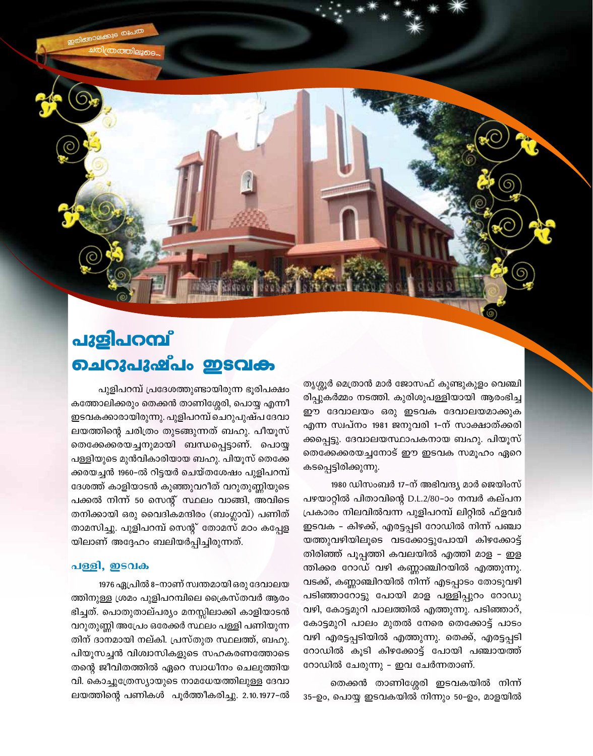# പുളിപറമ്പ് ചെറുപുഷ്പം ഇടവക

പുളിപറമ്പ് പ്രദേശത്തുണ്ടായിരുന്ന ഭൂരിപക്ഷം കത്തോലിക്കരും തെക്കൻ താണിശ്ശേരി, പൊയ്യ എന്നീ ഇടവകക്കാരായിരുന്നു. പുളിപറമ്പ് ചെറുപുഷ്പ ദേവാലയത്തിന്റെ ചരിത്രം തുടങ്ങുന്നത് ബഹു. പീയൂസ് തെക്കേക്കരയച്ചനുമായി ബന്ധപ്പെട്ടാണ്. പൊയ്യ പള്ളിയുടെ മുൻവികാരിയായ ബഹു. പിയൂസ് തെക്കേക്കരയച്ചൻ 1960-ൽ റിട്ടയർ ചെയ്തശേഷം പുളിപറമ്പ് ദേശത്ത് കാളിയാടൻ കുഞ്ഞുവറീത് വറുതുണ്ണിയുടെ പക്കൽ നിന്ന് 50 സെന്റ് സ്ഥലം വാങ്ങി, അവിടെ തനിക്കായി ഒരു വൈദികമന്ദിരം (ബംഗ്ലാവ്) പണിത് താമസിച്ചു. പുളിപറമ്പ് സെന്റ് തോമസ് മഠം കപ്പേളയിലാണ് അദ്ദേഹം ബലിയർപ്പിച്ചിരുന്നത്.

## പള്ളി, ഇടവക

1976 ഏപ്രിൽ 8-നാണ് സ്വന്തമായി ഒരു ദേവാലയത്തിനുള്ള ശ്രമം പുളിപറമ്പിലെ ക്രൈസ്തവർ ആരംഭിച്ചത്. പൊതുതാല്പര്യം മനസ്സിലാക്കി കാളിയാടൻ വറുതുണ്ണി അപ്രേം ഒരേക്കർ സ്ഥലം പള്ളി പണിയുന്നതിന് ദാനമായി നല്കി. പ്രസ്തുത സ്ഥലത്ത്, ബഹു. പിയൂസച്ചൻ വിശ്വാസികളുടെ സഹകരണത്തോടെ തന്റെ ജീവിതത്തിൽ ഏറെ സ്വാധീനം ചെലുത്തിയ വി. കൊച്ചുത്രേസ്യായുടെ നാമധേയത്തിലുള്ള ദേവാലയത്തിന്റെ പണികൾ പൂർത്തീകരിച്ചു. 2.10.1977-ൽ തൃശ്ശൂർ മെത്രാൻ മാർ ജോസഫ് കുണ്ടുകുളം വെഞ്ചിരിപ്പുകർമ്മം നടത്തി. കുരിശുപള്ളിയായി ആരംഭിച്ച ഈ ദേവാലയം ഒരു ഇടവക ദേവാലയമാക്കുക എന്ന സ്വപ്നം 1981 ജനുവരി 1-ന് സാക്ഷാത്ക്കരിക്കപ്പെട്ടു. ദേവാലയസ്ഥാപകനായ ബഹു. പിയൂസ് തെക്കേക്കരയച്ചനോട് ഈ ഇടവക സമൂഹം ഏറെ കടപ്പെട്ടിരിക്കുന്നു.

1980 ഡിസംബർ 17-ന് അഭിവന്ദ്യ മാർ ജെയിംസ് പഴയാറ്റിൽ പിതാവിന്റെ D.L.2/80-ാം നമ്പർ കല്പന പ്രകാരം നിലവിൽവന്ന പുളിപറമ്പ് ലിറ്റിൽ ഫ്ളവർ ഇടവക - കിഴക്ക്, എരട്ടപ്പടി റോഡിൽ നിന്ന് പഞ്ചായത്തുവഴിയിലൂടെ വടക്കോട്ടുപോയി കിഴക്കോട്ട് തിരിഞ്ഞ് പൂപ്പത്തി കവലയിൽ എത്തി മാള - ഇളന്തിക്കര റോഡ് വഴി കണ്ണാഞ്ചിറയിൽ എത്തുന്നു. വടക്ക്, കണ്ണാഞ്ചിറയിൽ നിന്ന് എടപ്പാടം തോടുവഴി പടിഞ്ഞാറോട്ടു പോയി മാള പള്ളിപ്പുറം റോഡു വഴി, കോട്ടമുറി പാലത്തിൽ എത്തുന്നു. പടിഞ്ഞാറ്, കോട്ടമുറി പാലം മുതൽ നേരെ തെക്കോട്ട് പാടം വഴി എരട്ടപ്പടിയിൽ എത്തുന്നു. തെക്ക്, എരട്ടപ്പടി റോഡിൽ കൂടി കിഴക്കോട്ട് പോയി പഞ്ചായത്ത് റോഡിൽ ചേരുന്നു - ഇവ ചേർന്നതാണ്.

തെക്കൻ താണിശ്ശേരി ഇടവകയിൽ നിന്ന് 35-ഉം, പൊയ്യ ഇടവകയിൽ നിന്നും 50-ഉം, മാളയിൽ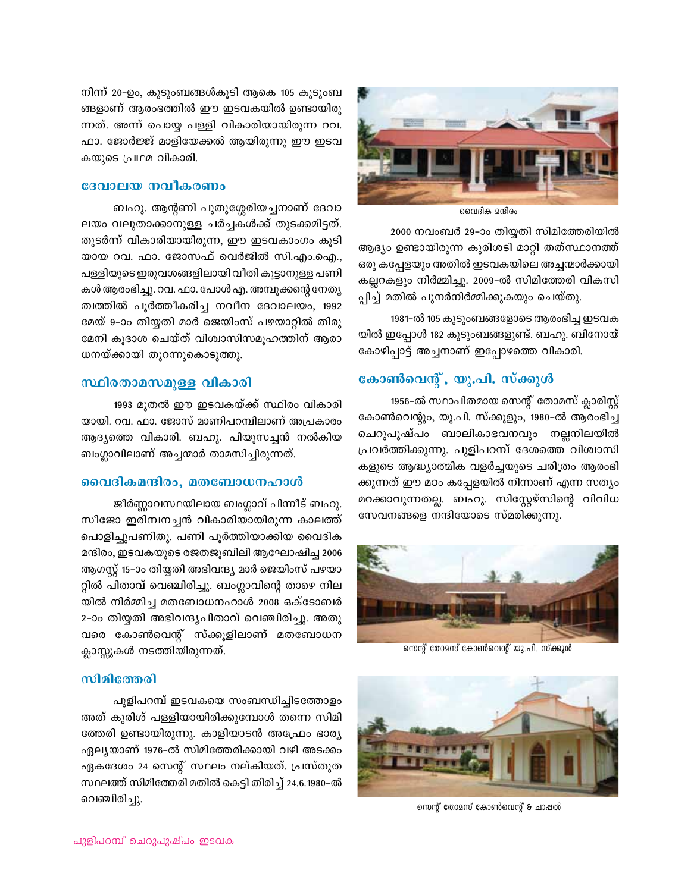നിന്ന് 20-ഉം, കുടുംബങ്ങൾകൂടി ആകെ 105 കുടുംബങ്ങളാണ് ആരംഭത്തിൽ ഈ ഇടവകയിൽ ഉണ്ടായിരുന്നത്. അന്ന് പൊയ്യ പള്ളി വികാരിയായിരുന്ന റവ. ഫാ. ജോർജ്ജ് മാളിയേക്കൽ ആയിരുന്നു ഈ ഇടവകയുടെ പ്രഥമ വികാരി.

## ദേവാലയ നവീകരണം

ബഹു. ആന്റണി പുതുശ്ശേരിയച്ചനാണ് ദേവാലയം വലുതാക്കാനുള്ള ചർച്ചകൾക്ക് തുടക്കമിട്ടത്. തുടർന്ന് വികാരിയായിരുന്ന, ഈ ഇടവകാംഗം കൂടിയായ റവ. ഫാ. ജോസഫ് വെർജിൽ സി.എം.ഐ., പള്ളിയുടെ ഇരുവശങ്ങളിലായി വീതി കൂട്ടാനുള്ള പണികൾ ആരംഭിച്ചു. റവ. ഫാ. പോൾ എ. അമ്പൂക്കന്റെ നേതൃത്വത്തിൽ പൂർത്തീകരിച്ച നവീന ദേവാലയം, 1992 മേയ് 9-ാം തിയ്യതി മാർ ജെയിംസ് പഴയാറ്റിൽ തിരുമേനി കൂദാശ ചെയ്ത് വിശ്വാസിസമൂഹത്തിന് ആരാധനയ്ക്കായി തുറന്നുകൊടുത്തു.

## സ്ഥിരതാമസമുള്ള വികാരി

1993 മുതൽ ഈ ഇടവകയ്ക്ക് സ്ഥിരം വികാരിയായി. റവ. ഫാ. ജോസ് മാണിപറമ്പിലാണ് അപ്രകാരം ആദ്യത്തെ വികാരി. ബഹു. പിയൂസച്ചൻ നൽകിയ ബംഗ്ലാവിലാണ് അച്ചന്മാർ താമസിച്ചിരുന്നത്.

## വൈദികമന്ദിരം, മതബോധനഹാൾ

ജീർണ്ണാവസ്ഥയിലായ ബംഗ്ലാവ് പിന്നീട് ബഹു. സീജോ ഇരിമ്പനച്ചൻ വികാരിയായിരുന്ന കാലത്ത് പൊളിച്ചുപണിതു. പണി പൂർത്തിയാക്കിയ വൈദിക മന്ദിരം, ഇടവകയുടെ രജതജൂബിലി ആഘോഷിച്ച 2006 ആഗസ്റ്റ് 15-ാം തിയ്യതി അഭിവന്ദ്യ മാർ ജെയിംസ് പഴയാറ്റിൽ പിതാവ് വെഞ്ചിരിച്ചു. ബംഗ്ലാവിന്റെ താഴെ നിലയിൽ നിർമ്മിച്ച മതബോധനഹാൾ 2008 ഒക്ടോബർ 2-ാം തിയ്യതി അഭിവന്ദ്യപിതാവ് വെഞ്ചിരിച്ചു. അതുവരെ കോൺവെന്റ് സ്കൂളിലാണ് മതബോധന ക്ലാസ്സുകൾ നടത്തിയിരുന്നത്.

## സിമിത്തേരി

പുളിപറമ്പ് ഇടവകയെ സംബന്ധിച്ചിടത്തോളം അത് കുരിശ് പള്ളിയായിരിക്കുമ്പോൾ തന്നെ സിമിത്തേരി ഉണ്ടായിരുന്നു. കാളിയാടൻ അഫ്രേം ഭാര്യ ഏല്യയാണ് 1976-ൽ സിമിത്തേരിക്കായി വഴി അടക്കം ഏകദേശം 24 സെന്റ് സ്ഥലം നല്കിയത്. പ്രസ്തുത സ്ഥലത്ത് സിമിത്തേരി മതിൽ കെട്ടി തിരിച്ച് 24.6.1980-ൽ വെഞ്ചിരിച്ചു.

വൈദിക മന്ദിരം

2000 നവംബർ 29-ാം തിയ്യതി സിമിത്തേരിയിൽ ആദ്യം ഉണ്ടായിരുന്ന കുരിശടി മാറ്റി തത്സ്ഥാനത്ത് ഒരു കപ്പേളയും അതിൽ ഇടവകയിലെ അച്ചന്മാർക്കായി കല്ലറകളും നിർമ്മിച്ചു. 2009-ൽ സിമിത്തേരി വികസിപ്പിച്ച് മതിൽ പുനർനിർമ്മിക്കുകയും ചെയ്തു.

1981-ൽ 105 കുടുംബങ്ങളോടെ ആരംഭിച്ച ഇടവകയിൽ ഇപ്പോൾ 182 കുടുംബങ്ങളുണ്ട്. ബഹു. ബിനോയ് കോഴിപ്പാട്ട് അച്ചനാണ് ഇപ്പോഴത്തെ വികാരി.

## കോൺവെന്റ്, യു.പി. സ്കൂൾ

1956-ൽ സ്ഥാപിതമായ സെന്റ് തോമസ് ക്ലാരിസ്റ്റ് കോൺവെന്റും, യു.പി. സ്കൂളും, 1980-ൽ ആരംഭിച്ച ചെറുപുഷ്പം ബാലികാഭവനവും നല്ലനിലയിൽ പ്രവർത്തിക്കുന്നു. പുളിപറമ്പ് ദേശത്തെ വിശ്വാസികളുടെ ആദ്ധ്യാത്മിക വളർച്ചയുടെ ചരിത്രം ആരംഭിക്കുന്നത് ഈ മഠം കപ്പേളയിൽ നിന്നാണ് എന്ന സത്യം മറക്കാവുന്നതല്ല. ബഹു. സിസ്റ്റേഴ്സിന്റെ വിവിധ സേവനങ്ങളെ നന്ദിയോടെ സ്മരിക്കുന്നു.

സെന്റ് തോമസ് കോൺവെന്റ് യു.പി. സ്കൂൾ

സെന്റ് തോമസ് കോൺവെന്റ് & ചാപ്പൽ